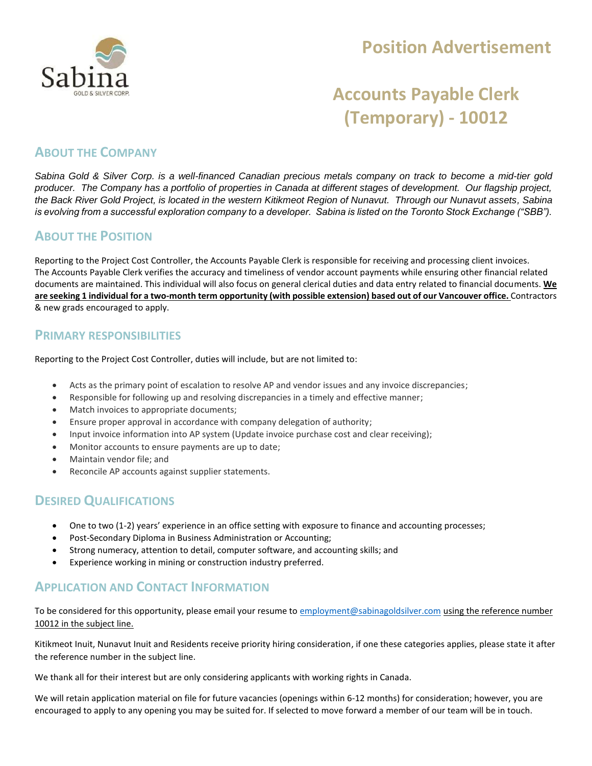# Position Advertisement

# Accounts Payable Clerk (Temporary) - 10012

## About the Company

*Sabina Gold & Silver Corp. is a well-financed Canadian precious metals company on track to become a mid-tier gold producer. The Company has a portfolio of properties in Canada at different stages of development. Our flagship project, the Back River Gold Project, is located in the western Kitikmeot Region of Nunavut. Through our Nunavut assets, Sabina is evolving from a successful exploration company to a developer. Sabina is listed on the Toronto Stock Exchange ("SBB").*

## About the Position

Reporting to the Project Cost Controller, the Accounts Payable Clerk is responsible for receiving and processing client invoices. The Accounts Payable Clerk verifies the accuracy and timeliness of vendor account payments while ensuring other financial related documents are maintained. This individual will also focus on general clerical duties and data entry related to financial documents. **We are seeking 1 individual for a two-month term opportunity (with possible extension) based out of our Vancouver office.** Contractors & new grads encouraged to apply.

## Primary Responsibilities

Reporting to the Project Cost Controller, duties will include, but are not limited to:

- Acts as the primary point of escalation to resolve AP and vendor issues and any invoice discrepancies;
- Responsible for following up and resolving discrepancies in a timely and effective manner;
- Match invoices to appropriate documents;
- Ensure proper approval in accordance with company delegation of authority;
- Input invoice information into AP system (Update invoice purchase cost and clear receiving);
- Monitor accounts to ensure payments are up to date;
- Maintain vendor file; and
- Reconcile AP accounts against supplier statements.

## Desired Qualifications

- One to two (1-2) years' experience in an office setting with exposure to finance and accounting processes;
- Post-Secondary Diploma in Business Administration or Accounting;
- Strong numeracy, attention to detail, computer software, and accounting skills; and
- Experience working in mining or construction industry preferred.

## Application and Contact Information

To be considered for this opportunity, please email your resume to employment@sabinagoldsilver.com using the reference number 10012 in the subject line.

Kitikmeot Inuit, Nunavut Inuit and Residents receive priority hiring consideration, if one these categories applies, please state it after the reference number in the subject line.

We thank all for their interest but are only considering applicants with working rights in Canada.

We will retain application material on file for future vacancies (openings within 6-12 months) for consideration; however, you are encouraged to apply to any opening you may be suited for. If selected to move forward a member of our team will be in touch.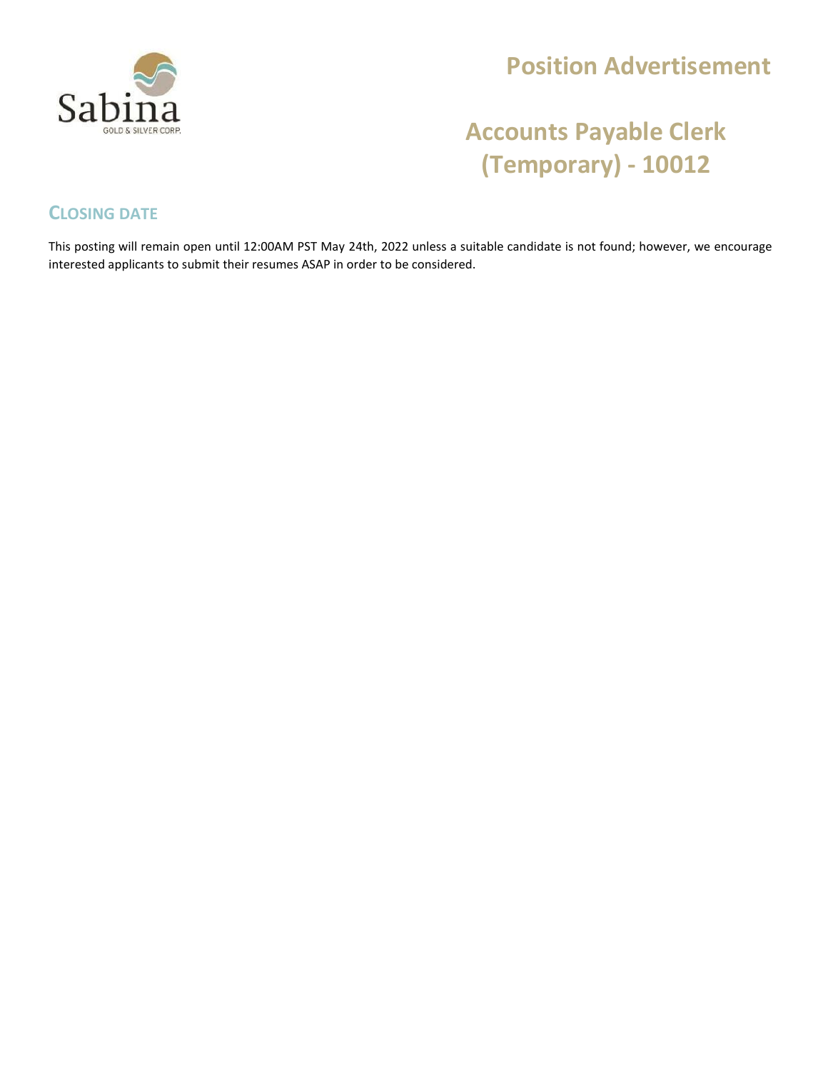# Position Advertisement

# Accounts Payable Clerk (Temporary) - 10012

## CLOSING DATE

This posting will remain open until 12:00AM PST May 24th, 2022 unless a suitable candidate is not found; however, we encourage interested applicants to submit their resumes ASAP in order to be considered.